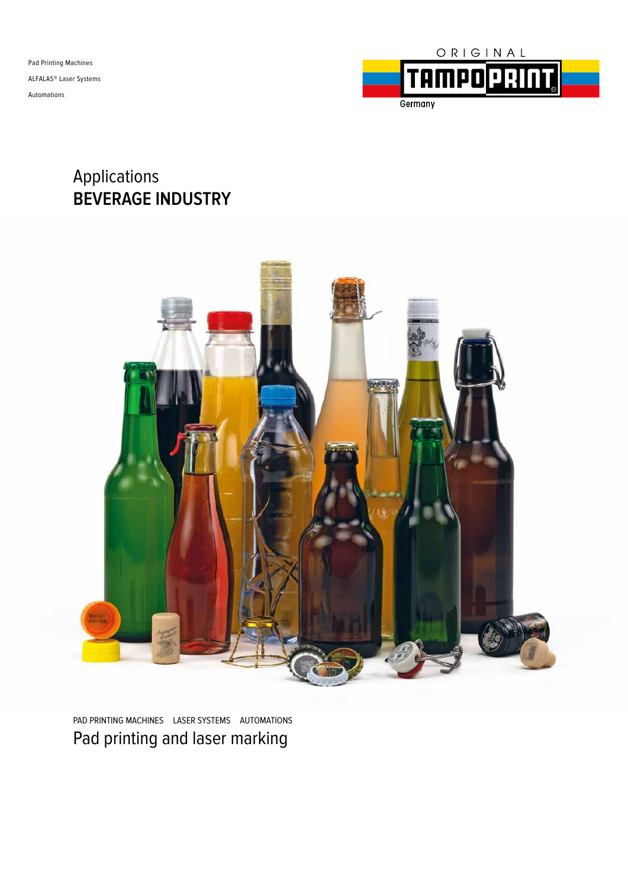Pad Printing Machines

ALFALAS® Laser Systems

Automations

ORIGINAL TAMPOPRINT Germany

# Applications
# BEVERAGE INDUSTRY

PAD PRINTING MACHINES LASER SYSTEMS AUTOMATIONS

## Pad printing and laser marking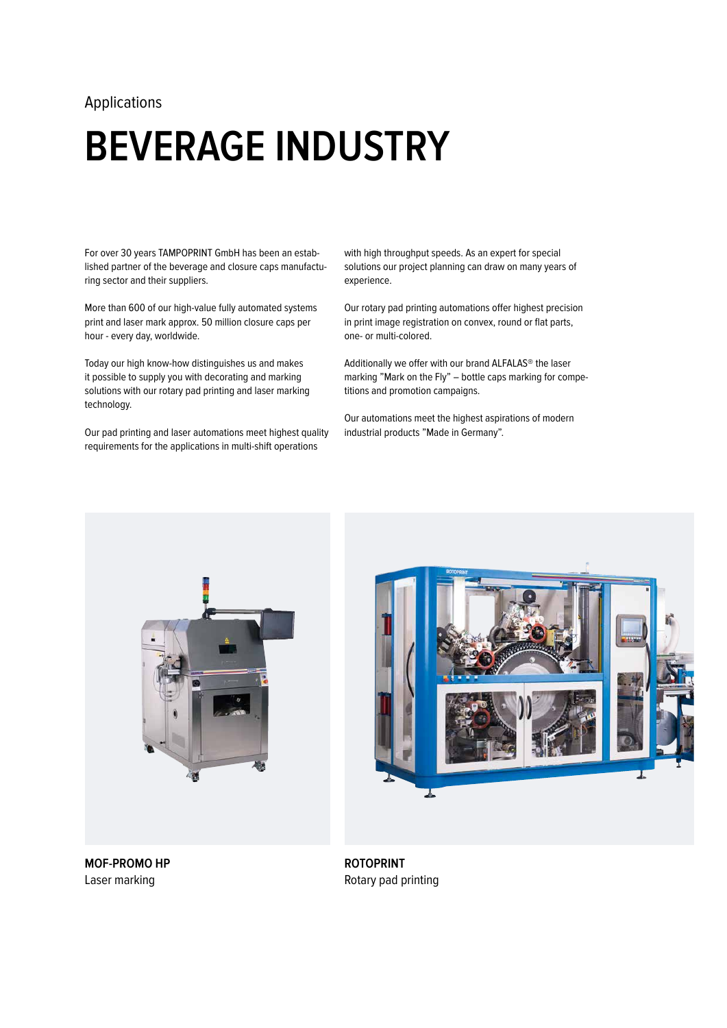Applications

# BEVERAGE INDUSTRY

For over 30 years TAMPOPRINT GmbH has been an established partner of the beverage and closure caps manufacturing sector and their suppliers.

More than 600 of our high-value fully automated systems print and laser mark approx. 50 million closure caps per hour - every day, worldwide.

Today our high know-how distinguishes us and makes it possible to supply you with decorating and marking solutions with our rotary pad printing and laser marking technology.

Our pad printing and laser automations meet highest quality requirements for the applications in multi-shift operations with high throughput speeds. As an expert for special solutions our project planning can draw on many years of experience.

Our rotary pad printing automations offer highest precision in print image registration on convex, round or flat parts, one- or multi-colored.

Additionally we offer with our brand ALFALAS® the laser marking "Mark on the Fly" – bottle caps marking for competitions and promotion campaigns.

Our automations meet the highest aspirations of modern industrial products "Made in Germany".

**MOF-PROMO HP**
Laser marking

**ROTOPRINT**
Rotary pad printing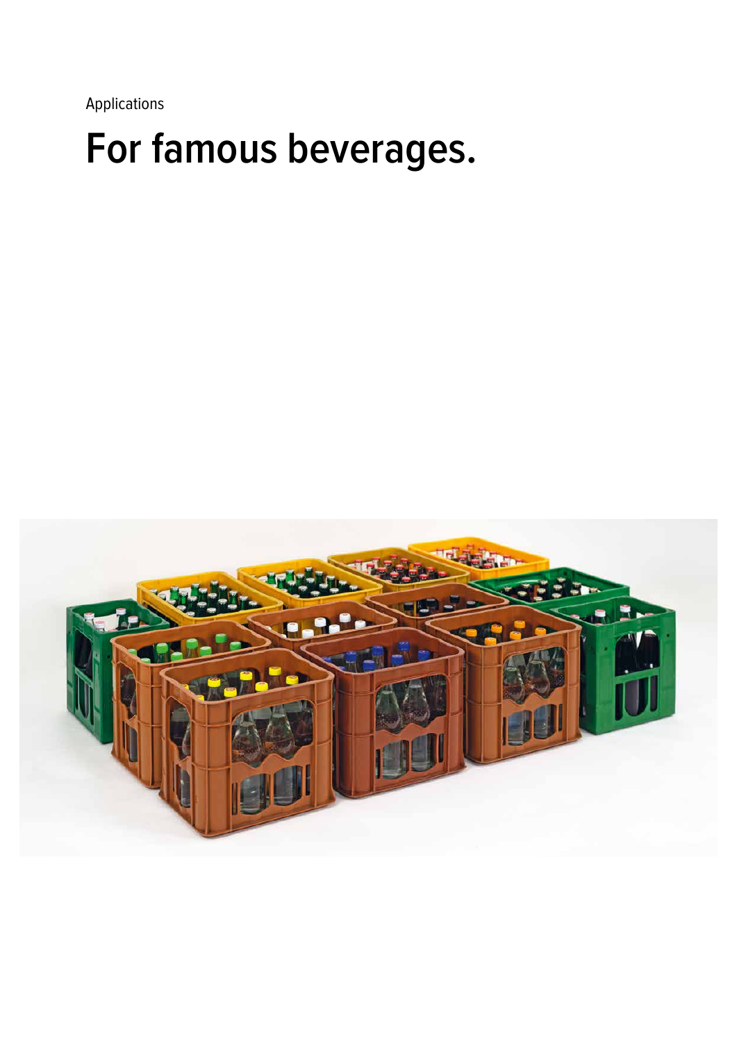Applications

# For famous beverages.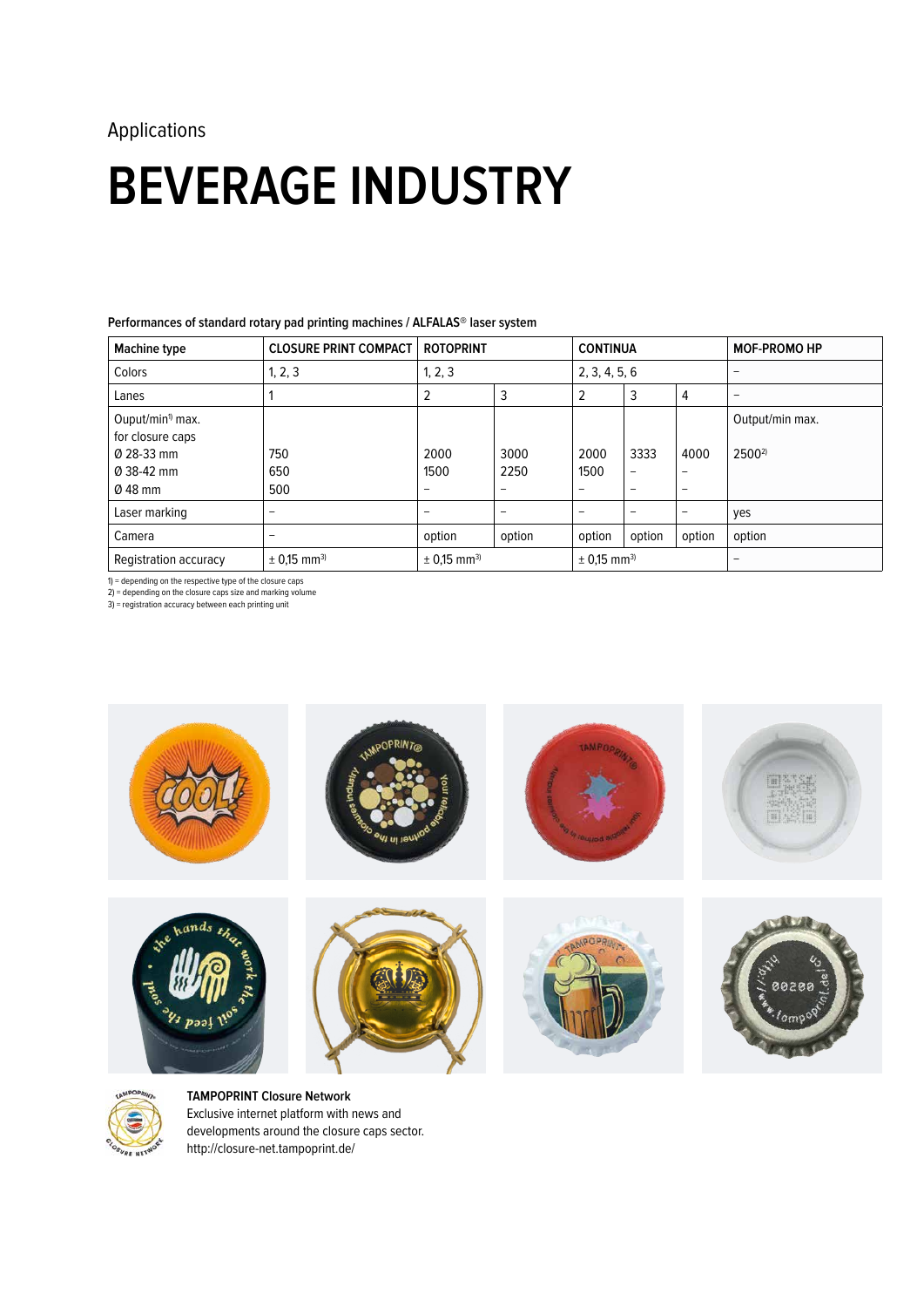Applications

# BEVERAGE INDUSTRY

**Performances of standard rotary pad printing machines / ALFALAS® laser system**

| Machine type | CLOSURE PRINT COMPACT | ROTOPRINT | | CONTINUA | | | MOF-PROMO HP |
|---|---|---|---|---|---|---|---|
| Colors | 1, 2, 3 | 1, 2, 3 | | 2, 3, 4, 5, 6 | | | – |
| Lanes | 1 | 2 | 3 | 2 | 3 | 4 | – |
| Ouput/min[1] max. for closure caps<br>Ø 28-33 mm<br>Ø 38-42 mm<br>Ø 48 mm | <br><br>750<br>650<br>500 | <br><br>2000<br>1500<br>– | <br><br>3000<br>2250<br>– | <br><br>2000<br>1500<br>– | <br><br>3333<br>–<br>– | <br><br>4000<br>–<br>– | Output/min max.<br><br>2500[2] |
| Laser marking | – | – | – | – | – | – | yes |
| Camera | – | option | option | option | option | option | option |
| Registration accuracy | ± 0,15 mm[3] | ± 0,15 mm[3] | | ± 0,15 mm[3] | | | – |

1) = depending on the respective type of the closure caps
2) = depending on the closure caps size and marking volume
3) = registration accuracy between each printing unit

**TAMPOPRINT Closure Network**
Exclusive internet platform with news and developments around the closure caps sector.
http://closure-net.tampoprint.de/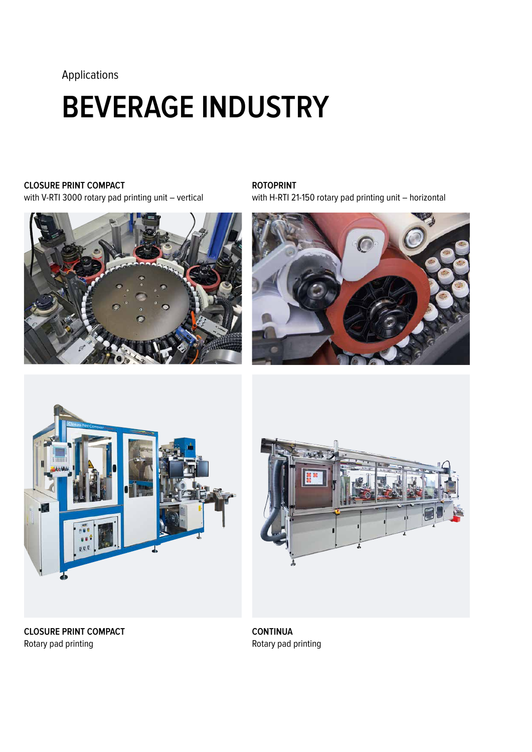Applications

# BEVERAGE INDUSTRY

**CLOSURE PRINT COMPACT**
with V-RTI 3000 rotary pad printing unit – vertical

**ROTOPRINT**
with H-RTI 21-150 rotary pad printing unit – horizontal

**CLOSURE PRINT COMPACT**
Rotary pad printing

**CONTINUA**
Rotary pad printing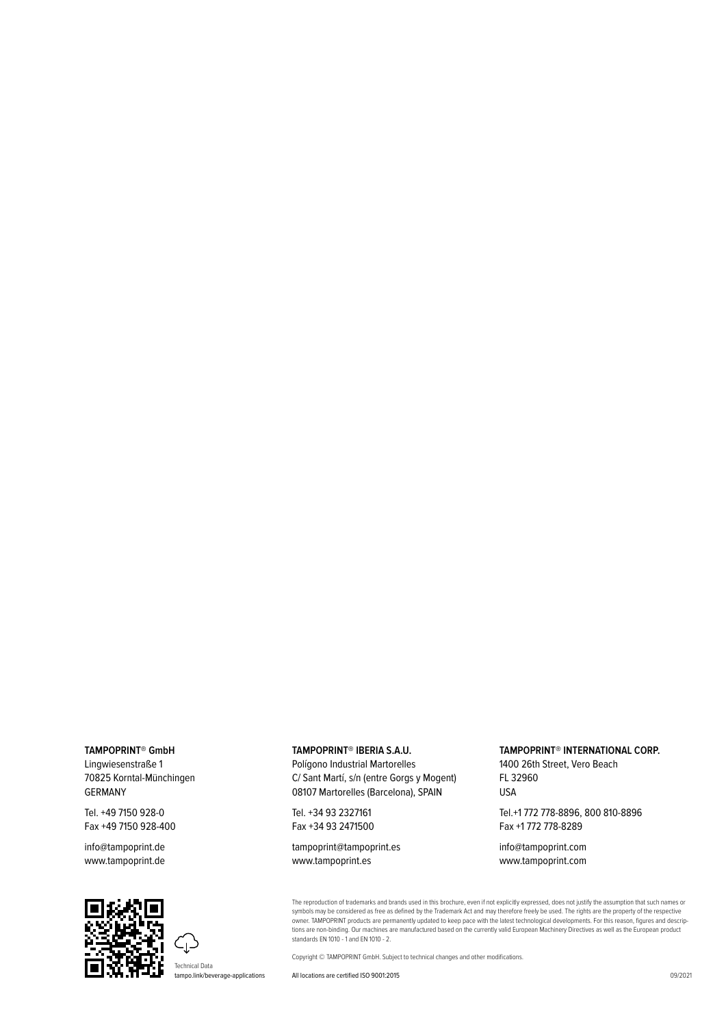**TAMPOPRINT® GmbH**
Lingwiesenstraße 1
70825 Korntal-Münchingen
GERMANY

Tel. +49 7150 928-0
Fax +49 7150 928-400

info@tampoprint.de
www.tampoprint.de

**TAMPOPRINT® IBERIA S.A.U.**
Polígono Industrial Martorelles
C/ Sant Martí, s/n (entre Gorgs y Mogent)
08107 Martorelles (Barcelona), SPAIN

Tel. +34 93 2327161
Fax +34 93 2471500

tampoprint@tampoprint.es
www.tampoprint.es

**TAMPOPRINT® INTERNATIONAL CORP.**
1400 26th Street, Vero Beach
FL 32960
USA

Tel.+1 772 778-8896, 800 810-8896
Fax +1 772 778-8289

info@tampoprint.com
www.tampoprint.com

Technical Data
tampo.link/beverage-applications

The reproduction of trademarks and brands used in this brochure, even if not explicitly expressed, does not justify the assumption that such names or symbols may be considered as free as defined by the Trademark Act and may therefore freely be used. The rights are the property of the respective owner. TAMPOPRINT products are permanently updated to keep pace with the latest technological developments. For this reason, figures and descriptions are non-binding. Our machines are manufactured based on the currently valid European Machinery Directives as well as the European product standards EN 1010 - 1 and EN 1010 - 2.

Copyright © TAMPOPRINT GmbH. Subject to technical changes and other modifications.

All locations are certified ISO 9001:2015

09/2021